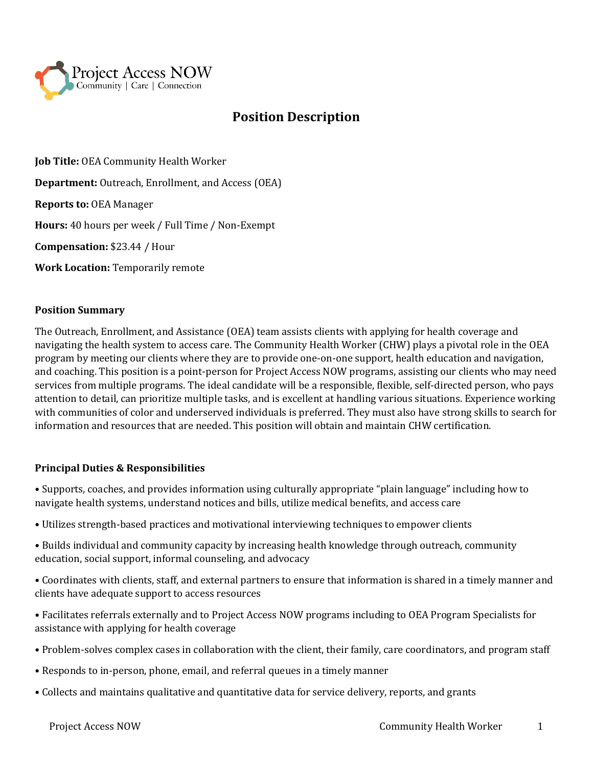Project Access NOW
Community | Care | Connection

# Position Description

**Job Title:** OEA Community Health Worker

**Department:** Outreach, Enrollment, and Access (OEA)

**Reports to:** OEA Manager

**Hours:** 40 hours per week / Full Time / Non-Exempt

**Compensation:** $23.44 / Hour

**Work Location:** Temporarily remote

**Position Summary**

The Outreach, Enrollment, and Assistance (OEA) team assists clients with applying for health coverage and navigating the health system to access care. The Community Health Worker (CHW) plays a pivotal role in the OEA program by meeting our clients where they are to provide one-on-one support, health education and navigation, and coaching. This position is a point-person for Project Access NOW programs, assisting our clients who may need services from multiple programs. The ideal candidate will be a responsible, flexible, self-directed person, who pays attention to detail, can prioritize multiple tasks, and is excellent at handling various situations. Experience working with communities of color and underserved individuals is preferred. They must also have strong skills to search for information and resources that are needed. This position will obtain and maintain CHW certification.

**Principal Duties & Responsibilities**

- Supports, coaches, and provides information using culturally appropriate "plain language" including how to navigate health systems, understand notices and bills, utilize medical benefits, and access care
- Utilizes strength-based practices and motivational interviewing techniques to empower clients
- Builds individual and community capacity by increasing health knowledge through outreach, community education, social support, informal counseling, and advocacy
- Coordinates with clients, staff, and external partners to ensure that information is shared in a timely manner and clients have adequate support to access resources
- Facilitates referrals externally and to Project Access NOW programs including to OEA Program Specialists for assistance with applying for health coverage
- Problem-solves complex cases in collaboration with the client, their family, care coordinators, and program staff
- Responds to in-person, phone, email, and referral queues in a timely manner
- Collects and maintains qualitative and quantitative data for service delivery, reports, and grants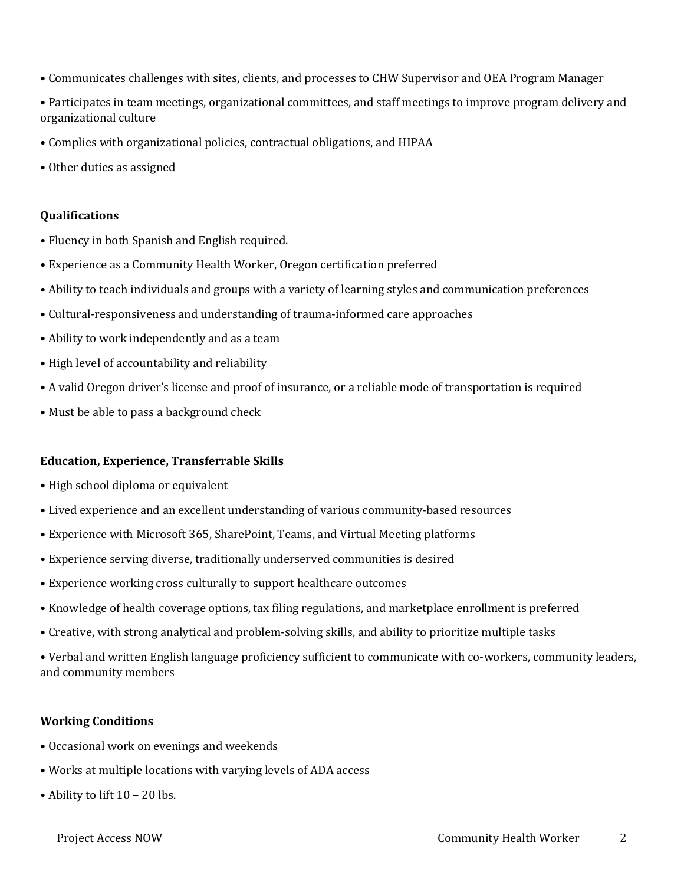- Communicates challenges with sites, clients, and processes to CHW Supervisor and OEA Program Manager
- Participates in team meetings, organizational committees, and staff meetings to improve program delivery and organizational culture
- Complies with organizational policies, contractual obligations, and HIPAA
- Other duties as assigned

**Qualifications**

- Fluency in both Spanish and English required.
- Experience as a Community Health Worker, Oregon certification preferred
- Ability to teach individuals and groups with a variety of learning styles and communication preferences
- Cultural-responsiveness and understanding of trauma-informed care approaches
- Ability to work independently and as a team
- High level of accountability and reliability
- A valid Oregon driver's license and proof of insurance, or a reliable mode of transportation is required
- Must be able to pass a background check

**Education, Experience, Transferrable Skills**

- High school diploma or equivalent
- Lived experience and an excellent understanding of various community-based resources
- Experience with Microsoft 365, SharePoint, Teams, and Virtual Meeting platforms
- Experience serving diverse, traditionally underserved communities is desired
- Experience working cross culturally to support healthcare outcomes
- Knowledge of health coverage options, tax filing regulations, and marketplace enrollment is preferred
- Creative, with strong analytical and problem-solving skills, and ability to prioritize multiple tasks
- Verbal and written English language proficiency sufficient to communicate with co-workers, community leaders, and community members

**Working Conditions**

- Occasional work on evenings and weekends
- Works at multiple locations with varying levels of ADA access
- Ability to lift 10 – 20 lbs.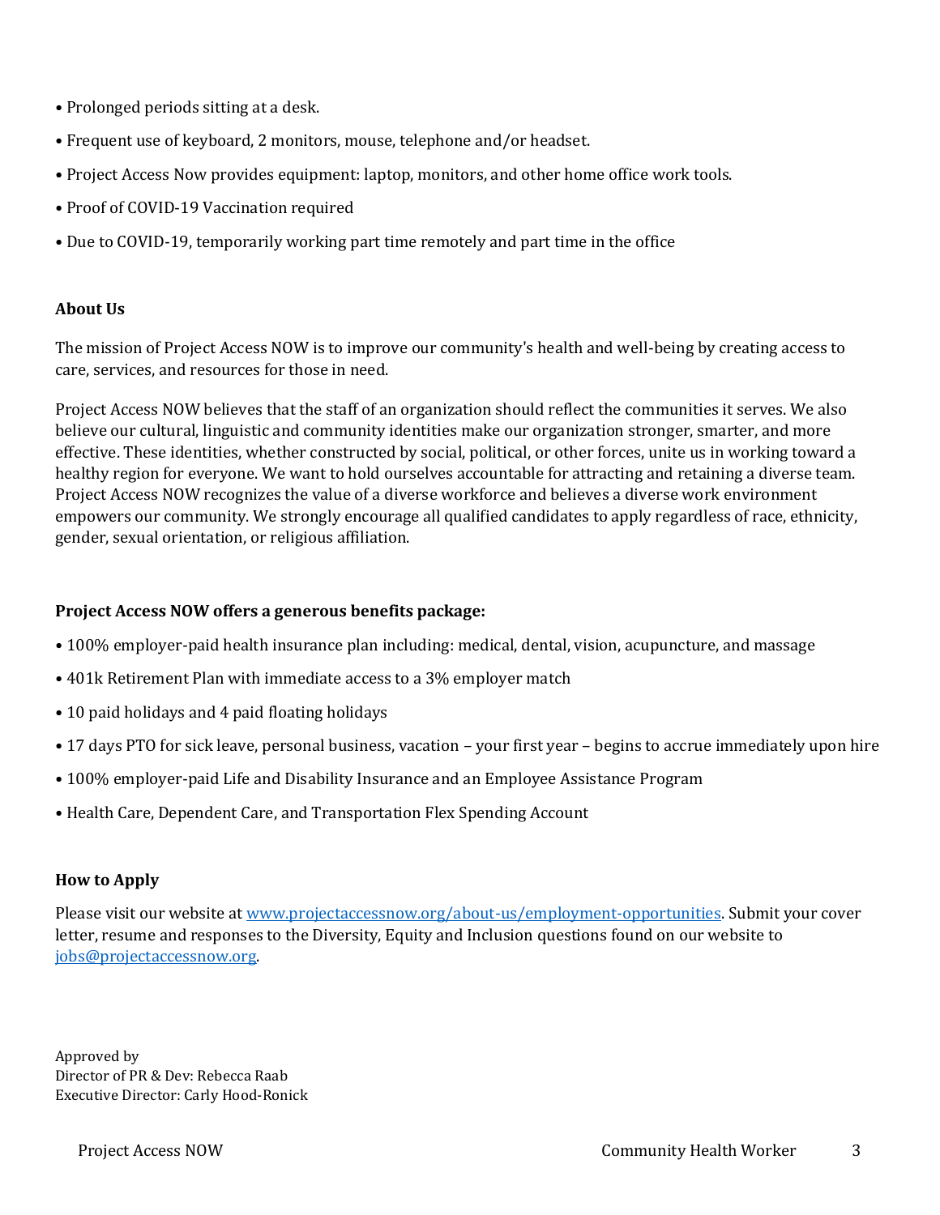- Prolonged periods sitting at a desk.
- Frequent use of keyboard, 2 monitors, mouse, telephone and/or headset.
- Project Access Now provides equipment: laptop, monitors, and other home office work tools.
- Proof of COVID-19 Vaccination required
- Due to COVID-19, temporarily working part time remotely and part time in the office

**About Us**

The mission of Project Access NOW is to improve our community's health and well-being by creating access to care, services, and resources for those in need.

Project Access NOW believes that the staff of an organization should reflect the communities it serves. We also believe our cultural, linguistic and community identities make our organization stronger, smarter, and more effective. These identities, whether constructed by social, political, or other forces, unite us in working toward a healthy region for everyone. We want to hold ourselves accountable for attracting and retaining a diverse team. Project Access NOW recognizes the value of a diverse workforce and believes a diverse work environment empowers our community. We strongly encourage all qualified candidates to apply regardless of race, ethnicity, gender, sexual orientation, or religious affiliation.

**Project Access NOW offers a generous benefits package:**

- 100% employer-paid health insurance plan including: medical, dental, vision, acupuncture, and massage
- 401k Retirement Plan with immediate access to a 3% employer match
- 10 paid holidays and 4 paid floating holidays
- 17 days PTO for sick leave, personal business, vacation – your first year – begins to accrue immediately upon hire
- 100% employer-paid Life and Disability Insurance and an Employee Assistance Program
- Health Care, Dependent Care, and Transportation Flex Spending Account

**How to Apply**

Please visit our website at [www.projectaccessnow.org/about-us/employment-opportunities](http://www.projectaccessnow.org/about-us/employment-opportunities). Submit your cover letter, resume and responses to the Diversity, Equity and Inclusion questions found on our website to [jobs@projectaccessnow.org](mailto:jobs@projectaccessnow.org).

Approved by
Director of PR & Dev: Rebecca Raab
Executive Director: Carly Hood-Ronick